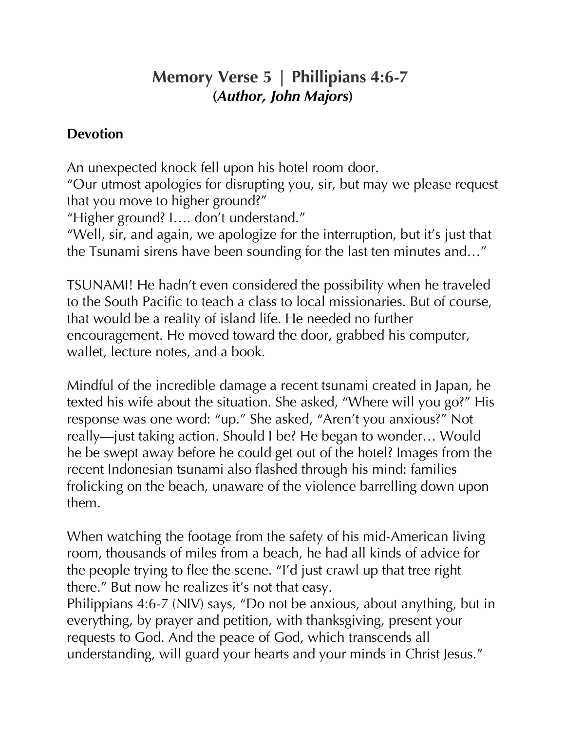# Memory Verse 5 | Phillipians 4:6-7
## (*Author, John Majors*)

**Devotion**

An unexpected knock fell upon his hotel room door.
"Our utmost apologies for disrupting you, sir, but may we please request that you move to higher ground?"
"Higher ground? I…. don't understand."
"Well, sir, and again, we apologize for the interruption, but it's just that the Tsunami sirens have been sounding for the last ten minutes and…"

TSUNAMI! He hadn't even considered the possibility when he traveled to the South Pacific to teach a class to local missionaries. But of course, that would be a reality of island life. He needed no further encouragement. He moved toward the door, grabbed his computer, wallet, lecture notes, and a book.

Mindful of the incredible damage a recent tsunami created in Japan, he texted his wife about the situation. She asked, "Where will you go?" His response was one word: "up." She asked, "Aren't you anxious?" Not really—just taking action. Should I be? He began to wonder… Would he be swept away before he could get out of the hotel? Images from the recent Indonesian tsunami also flashed through his mind: families frolicking on the beach, unaware of the violence barrelling down upon them.

When watching the footage from the safety of his mid-American living room, thousands of miles from a beach, he had all kinds of advice for the people trying to flee the scene. "I'd just crawl up that tree right there." But now he realizes it's not that easy.
Philippians 4:6-7 (NIV) says, "Do not be anxious, about anything, but in everything, by prayer and petition, with thanksgiving, present your requests to God. And the peace of God, which transcends all understanding, will guard your hearts and your minds in Christ Jesus."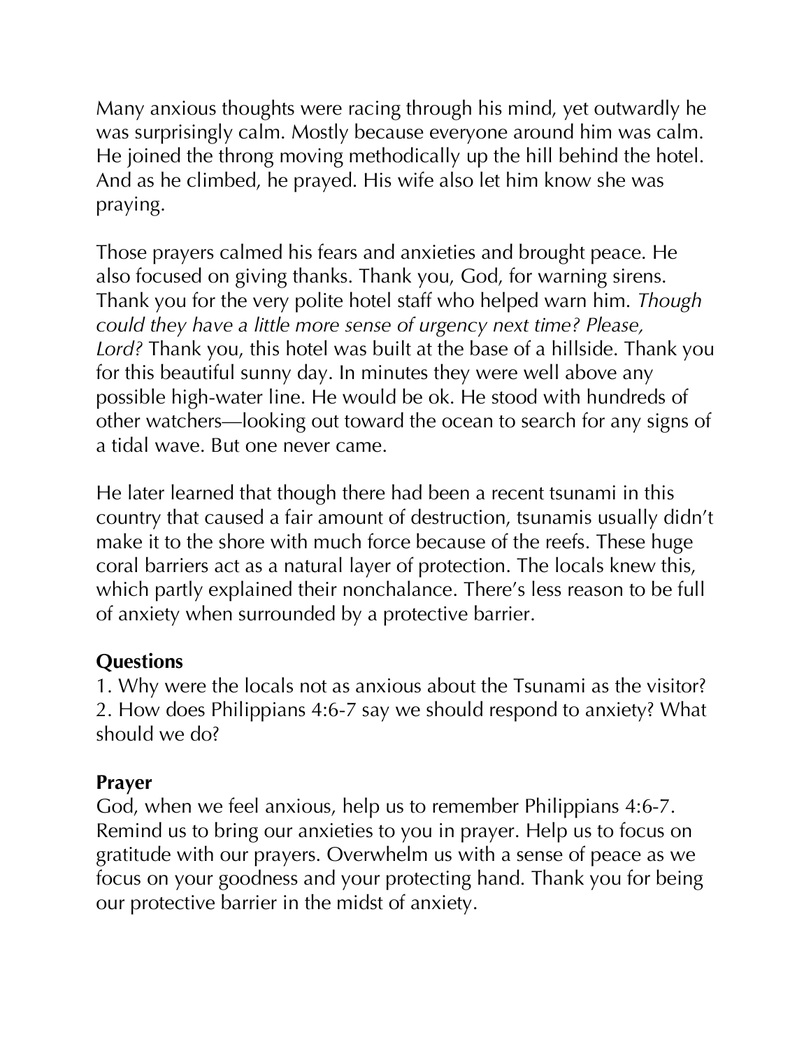Many anxious thoughts were racing through his mind, yet outwardly he was surprisingly calm. Mostly because everyone around him was calm. He joined the throng moving methodically up the hill behind the hotel. And as he climbed, he prayed. His wife also let him know she was praying.

Those prayers calmed his fears and anxieties and brought peace. He also focused on giving thanks. Thank you, God, for warning sirens. Thank you for the very polite hotel staff who helped warn him. *Though could they have a little more sense of urgency next time? Please, Lord?* Thank you, this hotel was built at the base of a hillside. Thank you for this beautiful sunny day. In minutes they were well above any possible high-water line. He would be ok. He stood with hundreds of other watchers—looking out toward the ocean to search for any signs of a tidal wave. But one never came.

He later learned that though there had been a recent tsunami in this country that caused a fair amount of destruction, tsunamis usually didn't make it to the shore with much force because of the reefs. These huge coral barriers act as a natural layer of protection. The locals knew this, which partly explained their nonchalance. There's less reason to be full of anxiety when surrounded by a protective barrier.

**Questions**

1. Why were the locals not as anxious about the Tsunami as the visitor?
2. How does Philippians 4:6-7 say we should respond to anxiety? What should we do?

**Prayer**

God, when we feel anxious, help us to remember Philippians 4:6-7. Remind us to bring our anxieties to you in prayer. Help us to focus on gratitude with our prayers. Overwhelm us with a sense of peace as we focus on your goodness and your protecting hand. Thank you for being our protective barrier in the midst of anxiety.